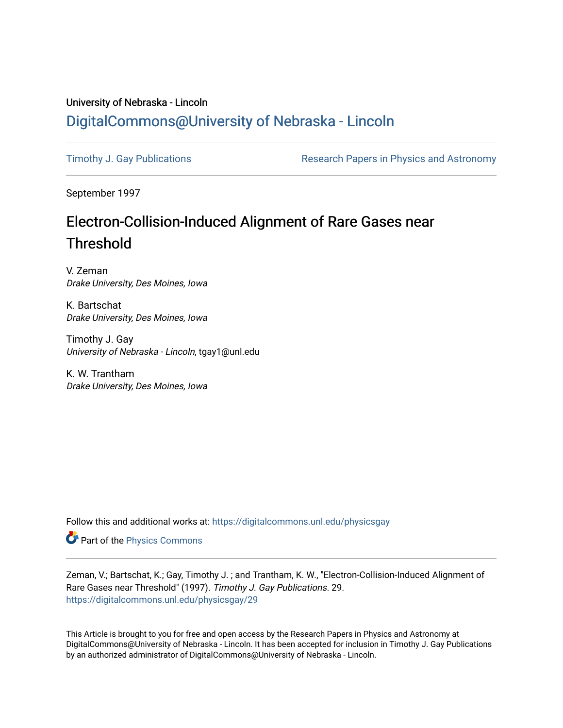University of Nebraska - Lincoln

## DigitalCommons@University of Nebraska - Lincoln

Timothy J. Gay Publications | Research Papers in Physics and Astronomy

September 1997

# Electron-Collision-Induced Alignment of Rare Gases near Threshold

V. Zeman
*Drake University, Des Moines, Iowa*

K. Bartschat
*Drake University, Des Moines, Iowa*

Timothy J. Gay
*University of Nebraska - Lincoln*, tgay1@unl.edu

K. W. Trantham
*Drake University, Des Moines, Iowa*

Follow this and additional works at: https://digitalcommons.unl.edu/physicsgay

Part of the Physics Commons

Zeman, V.; Bartschat, K.; Gay, Timothy J. ; and Trantham, K. W., "Electron-Collision-Induced Alignment of Rare Gases near Threshold" (1997). *Timothy J. Gay Publications*. 29.
https://digitalcommons.unl.edu/physicsgay/29

This Article is brought to you for free and open access by the Research Papers in Physics and Astronomy at DigitalCommons@University of Nebraska - Lincoln. It has been accepted for inclusion in Timothy J. Gay Publications by an authorized administrator of DigitalCommons@University of Nebraska - Lincoln.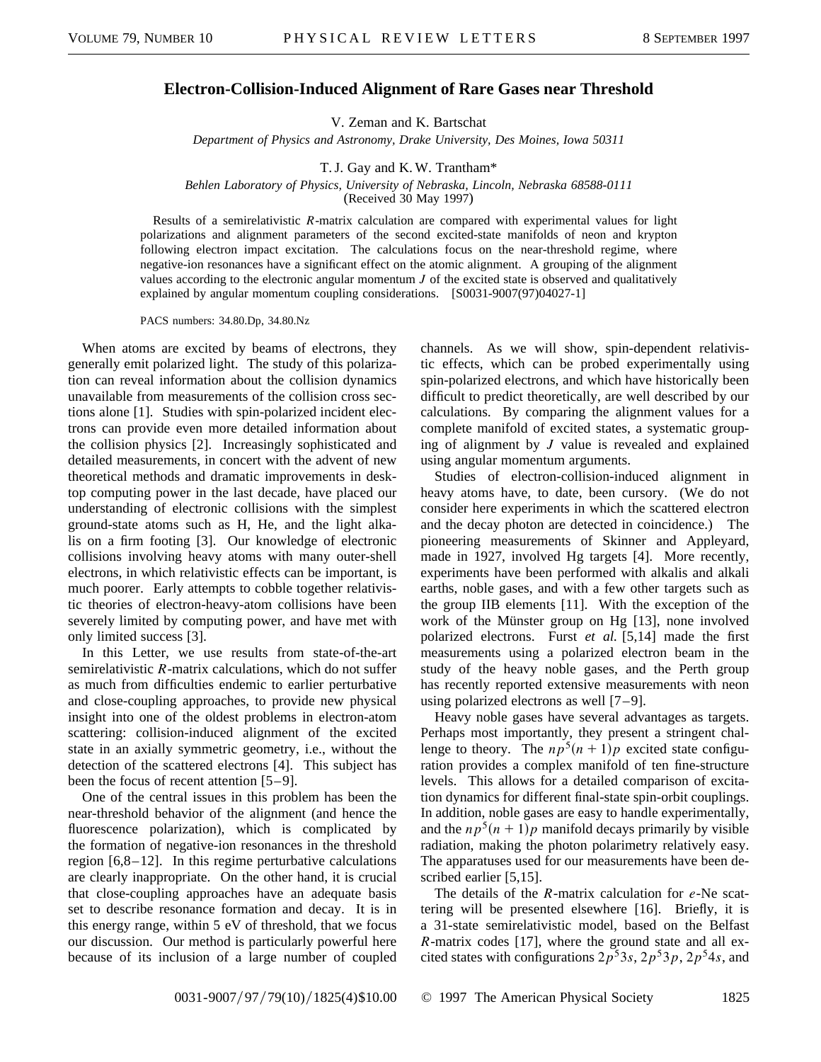# Electron-Collision-Induced Alignment of Rare Gases near Threshold

V. Zeman and K. Bartschat

*Department of Physics and Astronomy, Drake University, Des Moines, Iowa 50311*

T. J. Gay and K. W. Trantham*

*Behlen Laboratory of Physics, University of Nebraska, Lincoln, Nebraska 68588-0111*

(Received 30 May 1997)

Results of a semirelativistic $R$-matrix calculation are compared with experimental values for light polarizations and alignment parameters of the second excited-state manifolds of neon and krypton following electron impact excitation. The calculations focus on the near-threshold regime, where negative-ion resonances have a significant effect on the atomic alignment. A grouping of the alignment values according to the electronic angular momentum $J$ of the excited state is observed and qualitatively explained by angular momentum coupling considerations. [S0031-9007(97)04027-1]

PACS numbers: 34.80.Dp, 34.80.Nz

When atoms are excited by beams of electrons, they generally emit polarized light. The study of this polarization can reveal information about the collision dynamics unavailable from measurements of the collision cross sections alone [1]. Studies with spin-polarized incident electrons can provide even more detailed information about the collision physics [2]. Increasingly sophisticated and detailed measurements, in concert with the advent of new theoretical methods and dramatic improvements in desktop computing power in the last decade, have placed our understanding of electronic collisions with the simplest ground-state atoms such as H, He, and the light alkalis on a firm footing [3]. Our knowledge of electronic collisions involving heavy atoms with many outer-shell electrons, in which relativistic effects can be important, is much poorer. Early attempts to cobble together relativistic theories of electron-heavy-atom collisions have been severely limited by computing power, and have met with only limited success [3].

In this Letter, we use results from state-of-the-art semirelativistic $R$-matrix calculations, which do not suffer as much from difficulties endemic to earlier perturbative and close-coupling approaches, to provide new physical insight into one of the oldest problems in electron-atom scattering: collision-induced alignment of the excited state in an axially symmetric geometry, i.e., without the detection of the scattered electrons [4]. This subject has been the focus of recent attention [5–9].

One of the central issues in this problem has been the near-threshold behavior of the alignment (and hence the fluorescence polarization), which is complicated by the formation of negative-ion resonances in the threshold region [6,8–12]. In this regime perturbative calculations are clearly inappropriate. On the other hand, it is crucial that close-coupling approaches have an adequate basis set to describe resonance formation and decay. It is in this energy range, within 5 eV of threshold, that we focus our discussion. Our method is particularly powerful here because of its inclusion of a large number of coupled channels. As we will show, spin-dependent relativistic effects, which can be probed experimentally using spin-polarized electrons, and which have historically been difficult to predict theoretically, are well described by our calculations. By comparing the alignment values for a complete manifold of excited states, a systematic grouping of alignment by $J$ value is revealed and explained using angular momentum arguments.

Studies of electron-collision-induced alignment in heavy atoms have, to date, been cursory. (We do not consider here experiments in which the scattered electron and the decay photon are detected in coincidence.) The pioneering measurements of Skinner and Appleyard, made in 1927, involved Hg targets [4]. More recently, experiments have been performed with alkalis and alkali earths, noble gases, and with a few other targets such as the group IIB elements [11]. With the exception of the work of the Münster group on Hg [13], none involved polarized electrons. Furst *et al.* [5,14] made the first measurements using a polarized electron beam in the study of the heavy noble gases, and the Perth group has recently reported extensive measurements with neon using polarized electrons as well [7–9].

Heavy noble gases have several advantages as targets. Perhaps most importantly, they present a stringent challenge to theory. The $np^5(n+1)p$ excited state configuration provides a complex manifold of ten fine-structure levels. This allows for a detailed comparison of excitation dynamics for different final-state spin-orbit couplings. In addition, noble gases are easy to handle experimentally, and the $np^5(n+1)p$ manifold decays primarily by visible radiation, making the photon polarimetry relatively easy. The apparatuses used for our measurements have been described earlier [5,15].

The details of the $R$-matrix calculation for $e$-Ne scattering will be presented elsewhere [16]. Briefly, it is a 31-state semirelativistic model, based on the Belfast $R$-matrix codes [17], where the ground state and all excited states with configurations $2p^5 3s$, $2p^5 3p$, $2p^5 4s$, and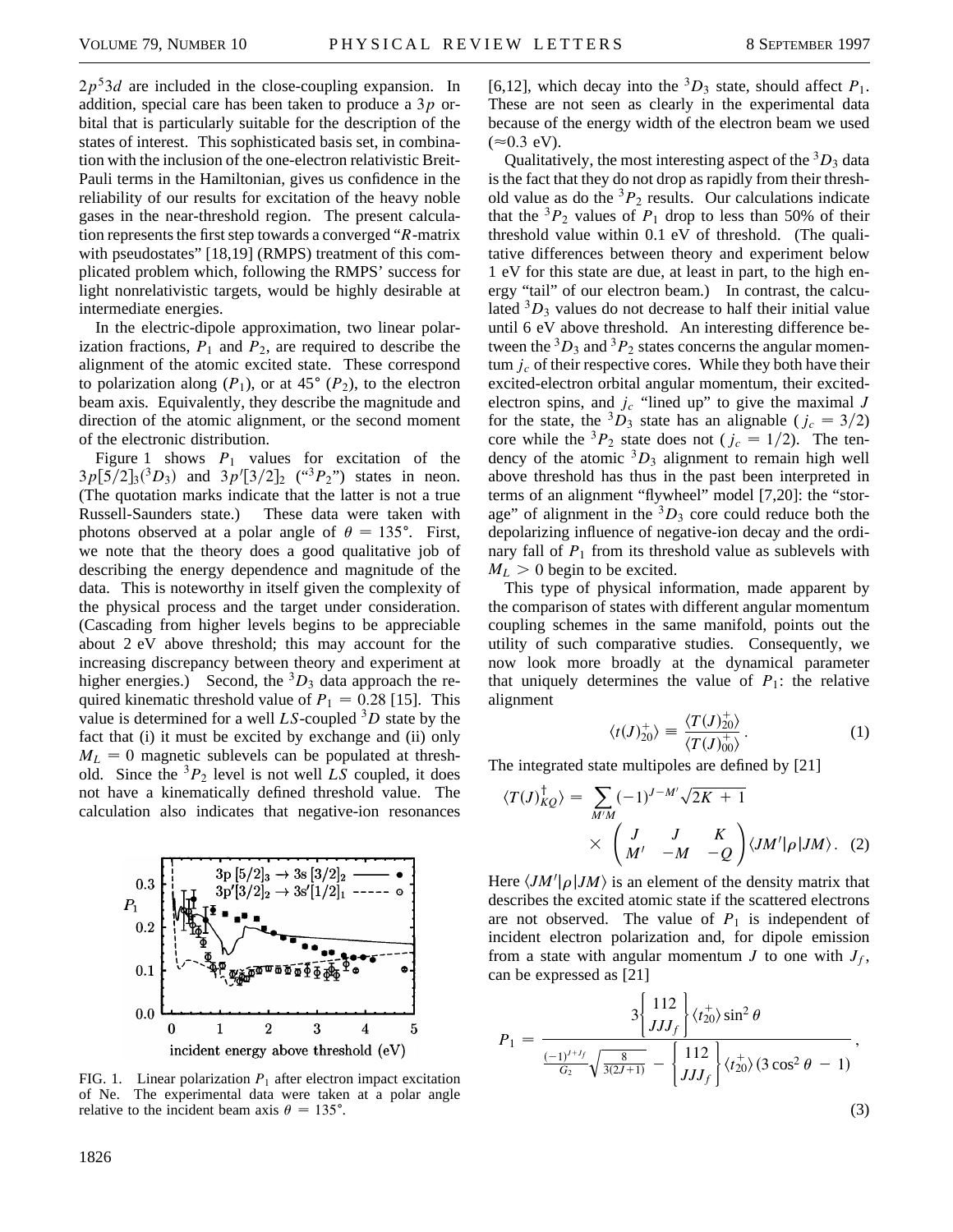$2p^5 3d$ are included in the close-coupling expansion. In addition, special care has been taken to produce a $3p$ orbital that is particularly suitable for the description of the states of interest. This sophisticated basis set, in combination with the inclusion of the one-electron relativistic Breit-Pauli terms in the Hamiltonian, gives us confidence in the reliability of our results for excitation of the heavy noble gases in the near-threshold region. The present calculation represents the first step towards a converged "*R*-matrix with pseudostates" [18,19] (RMPS) treatment of this complicated problem which, following the RMPS' success for light nonrelativistic targets, would be highly desirable at intermediate energies.

In the electric-dipole approximation, two linear polarization fractions, $P_1$ and $P_2$, are required to describe the alignment of the atomic excited state. These correspond to polarization along ($P_1$), or at 45° ($P_2$), to the electron beam axis. Equivalently, they describe the magnitude and direction of the atomic alignment, or the second moment of the electronic distribution.

Figure 1 shows $P_1$ values for excitation of the $3p[5/2]_3(^3D_3)$ and $3p'[3/2]_2$ ("$^3P_2$") states in neon. (The quotation marks indicate that the latter is not a true Russell-Saunders state.) These data were taken with photons observed at a polar angle of $\theta = 135°$. First, we note that the theory does a good qualitative job of describing the energy dependence and magnitude of the data. This is noteworthy in itself given the complexity of the physical process and the target under consideration. (Cascading from higher levels begins to be appreciable about 2 eV above threshold; this may account for the increasing discrepancy between theory and experiment at higher energies.) Second, the $^3D_3$ data approach the required kinematic threshold value of $P_1 = 0.28$ [15]. This value is determined for a well $LS$-coupled $^3D$ state by the fact that (i) it must be excited by exchange and (ii) only $M_L = 0$ magnetic sublevels can be populated at threshold. Since the $^3P_2$ level is not well $LS$ coupled, it does not have a kinematically defined threshold value. The calculation also indicates that negative-ion resonances

FIG. 1. Linear polarization $P_1$ after electron impact excitation of Ne. The experimental data were taken at a polar angle relative to the incident beam axis $\theta = 135°$.

[6,12], which decay into the $^3D_3$ state, should affect $P_1$. These are not seen as clearly in the experimental data because of the energy width of the electron beam we used ($\approx$0.3 eV).

Qualitatively, the most interesting aspect of the $^3D_3$ data is the fact that they do not drop as rapidly from their threshold value as do the $^3P_2$ results. Our calculations indicate that the $^3P_2$ values of $P_1$ drop to less than 50% of their threshold value within 0.1 eV of threshold. (The qualitative differences between theory and experiment below 1 eV for this state are due, at least in part, to the high energy "tail" of our electron beam.) In contrast, the calculated $^3D_3$ values do not decrease to half their initial value until 6 eV above threshold. An interesting difference between the $^3D_3$ and $^3P_2$ states concerns the angular momentum $j_c$ of their respective cores. While they both have their excited-electron orbital angular momentum, their excited-electron spins, and $j_c$ "lined up" to give the maximal $J$ for the state, the $^3D_3$ state has an alignable ($j_c = 3/2$) core while the $^3P_2$ state does not ($j_c = 1/2$). The tendency of the atomic $^3D_3$ alignment to remain high well above threshold has thus in the past been interpreted in terms of an alignment "flywheel" model [7,20]: the "storage" of alignment in the $^3D_3$ core could reduce both the depolarizing influence of negative-ion decay and the ordinary fall of $P_1$ from its threshold value as sublevels with $M_L > 0$ begin to be excited.

This type of physical information, made apparent by the comparison of states with different angular momentum coupling schemes in the same manifold, points out the utility of such comparative studies. Consequently, we now look more broadly at the dynamical parameter that uniquely determines the value of $P_1$: the relative alignment

$$\langle t(J)_{20}^{+} \rangle \equiv \frac{\langle T(J)_{20}^{+} \rangle}{\langle T(J)_{00}^{+} \rangle}. \quad (1)$$

The integrated state multipoles are defined by [21]

$$\langle T(J)_{KQ}^{\dagger} \rangle = \sum_{M'M} (-1)^{J-M'} \sqrt{2K+1} \times \begin{pmatrix} J & J & K \\ M' & -M & -Q \end{pmatrix} \langle JM' | \rho | JM \rangle. \quad (2)$$

Here $\langle JM' | \rho | JM \rangle$ is an element of the density matrix that describes the excited atomic state if the scattered electrons are not observed. The value of $P_1$ is independent of incident electron polarization and, for dipole emission from a state with angular momentum $J$ to one with $J_f$, can be expressed as [21]

$$P_1 = \frac{3 \begin{Bmatrix} 1 & 1 & 2 \\ J & J & J_f \end{Bmatrix} \langle t_{20}^{+} \rangle \sin^2 \theta}{\frac{(-1)^{J+J_f}}{G_2} \sqrt{\frac{8}{3(2J+1)}} - \begin{Bmatrix} 1 & 1 & 2 \\ J & J & J_f \end{Bmatrix} \langle t_{20}^{+} \rangle (3\cos^2 \theta - 1)}, \quad (3)$$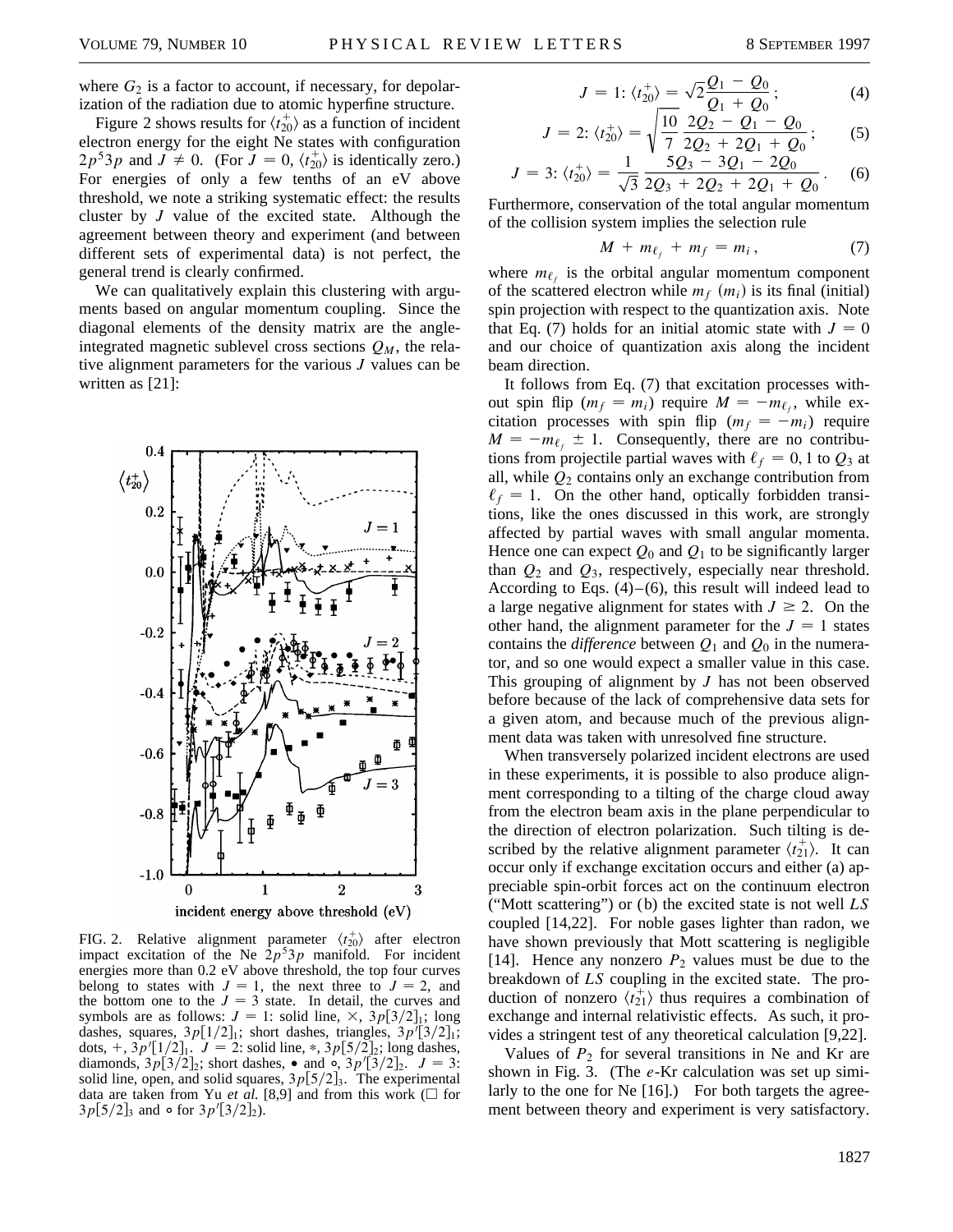where $G_2$ is a factor to account, if necessary, for depolarization of the radiation due to atomic hyperfine structure.

Figure 2 shows results for $\langle t_{20}^{+} \rangle$ as a function of incident electron energy for the eight Ne states with configuration $2p^5 3p$ and $J \neq 0$. (For $J = 0$, $\langle t_{20}^{+} \rangle$ is identically zero.) For energies of only a few tenths of an eV above threshold, we note a striking systematic effect: the results cluster by $J$ value of the excited state. Although the agreement between theory and experiment (and between different sets of experimental data) is not perfect, the general trend is clearly confirmed.

We can qualitatively explain this clustering with arguments based on angular momentum coupling. Since the diagonal elements of the density matrix are the angle-integrated magnetic sublevel cross sections $Q_M$, the relative alignment parameters for the various $J$ values can be written as [21]:

FIG. 2. Relative alignment parameter $\langle t_{20}^{+} \rangle$ after electron impact excitation of the Ne $2p^5 3p$ manifold. For incident energies more than 0.2 eV above threshold, the top four curves belong to states with $J = 1$, the next three to $J = 2$, and the bottom one to the $J = 3$ state. In detail, the curves and symbols are as follows: $J = 1$: solid line, $\times$, $3p[3/2]_1$; long dashes, squares, $3p[1/2]_1$; short dashes, triangles, $3p'[3/2]_1$; dots, +, $3p'[1/2]_1$. $J = 2$: solid line, $*$, $3p[5/2]_2$; long dashes, diamonds, $3p[3/2]_2$; short dashes, $\bullet$ and $\circ$, $3p'[3/2]_2$. $J = 3$: solid line, open, and solid squares, $3p[5/2]_3$. The experimental data are taken from Yu *et al.* [8,9] and from this work ($\square$ for $3p[5/2]_3$ and $\circ$ for $3p'[3/2]_2$).

$$J = 1: \langle t_{20}^{+} \rangle = \sqrt{2}\,\frac{Q_1 - Q_0}{Q_1 + Q_0}\,; \tag{4}$$

$$J = 2: \langle t_{20}^{+} \rangle = \sqrt{\frac{10}{7}}\,\frac{2Q_2 - Q_1 - Q_0}{2Q_2 + 2Q_1 + Q_0}\,; \tag{5}$$

$$J = 3: \langle t_{20}^{+} \rangle = \frac{1}{\sqrt{3}}\,\frac{5Q_3 - 3Q_1 - 2Q_0}{2Q_3 + 2Q_2 + 2Q_1 + Q_0}\,. \tag{6}$$

Furthermore, conservation of the total angular momentum of the collision system implies the selection rule

$$M + m_{\ell_f} + m_f = m_i\,, \tag{7}$$

where $m_{\ell_f}$ is the orbital angular momentum component of the scattered electron while $m_f$ ($m_i$) is its final (initial) spin projection with respect to the quantization axis. Note that Eq. (7) holds for an initial atomic state with $J = 0$ and our choice of quantization axis along the incident beam direction.

It follows from Eq. (7) that excitation processes without spin flip ($m_f = m_i$) require $M = -m_{\ell_f}$, while excitation processes with spin flip ($m_f = -m_i$) require $M = -m_{\ell_f} \pm 1$. Consequently, there are no contributions from projectile partial waves with $\ell_f = 0, 1$ to $Q_3$ at all, while $Q_2$ contains only an exchange contribution from $\ell_f = 1$. On the other hand, optically forbidden transitions, like the ones discussed in this work, are strongly affected by partial waves with small angular momenta. Hence one can expect $Q_0$ and $Q_1$ to be significantly larger than $Q_2$ and $Q_3$, respectively, especially near threshold. According to Eqs. (4)–(6), this result will indeed lead to a large negative alignment for states with $J \geq 2$. On the other hand, the alignment parameter for the $J = 1$ states contains the *difference* between $Q_1$ and $Q_0$ in the numerator, and so one would expect a smaller value in this case. This grouping of alignment by $J$ has not been observed before because of the lack of comprehensive data sets for a given atom, and because much of the previous alignment data was taken with unresolved fine structure.

When transversely polarized incident electrons are used in these experiments, it is possible to also produce alignment corresponding to a tilting of the charge cloud away from the electron beam axis in the plane perpendicular to the direction of electron polarization. Such tilting is described by the relative alignment parameter $\langle t_{21}^{+} \rangle$. It can occur only if exchange excitation occurs and either (a) appreciable spin-orbit forces act on the continuum electron ("Mott scattering") or (b) the excited state is not well $LS$ coupled [14,22]. For noble gases lighter than radon, we have shown previously that Mott scattering is negligible [14]. Hence any nonzero $P_2$ values must be due to the breakdown of $LS$ coupling in the excited state. The production of nonzero $\langle t_{21}^{+} \rangle$ thus requires a combination of exchange and internal relativistic effects. As such, it provides a stringent test of any theoretical calculation [9,22].

Values of $P_2$ for several transitions in Ne and Kr are shown in Fig. 3. (The $e$-Kr calculation was set up similarly to the one for Ne [16].) For both targets the agreement between theory and experiment is very satisfactory.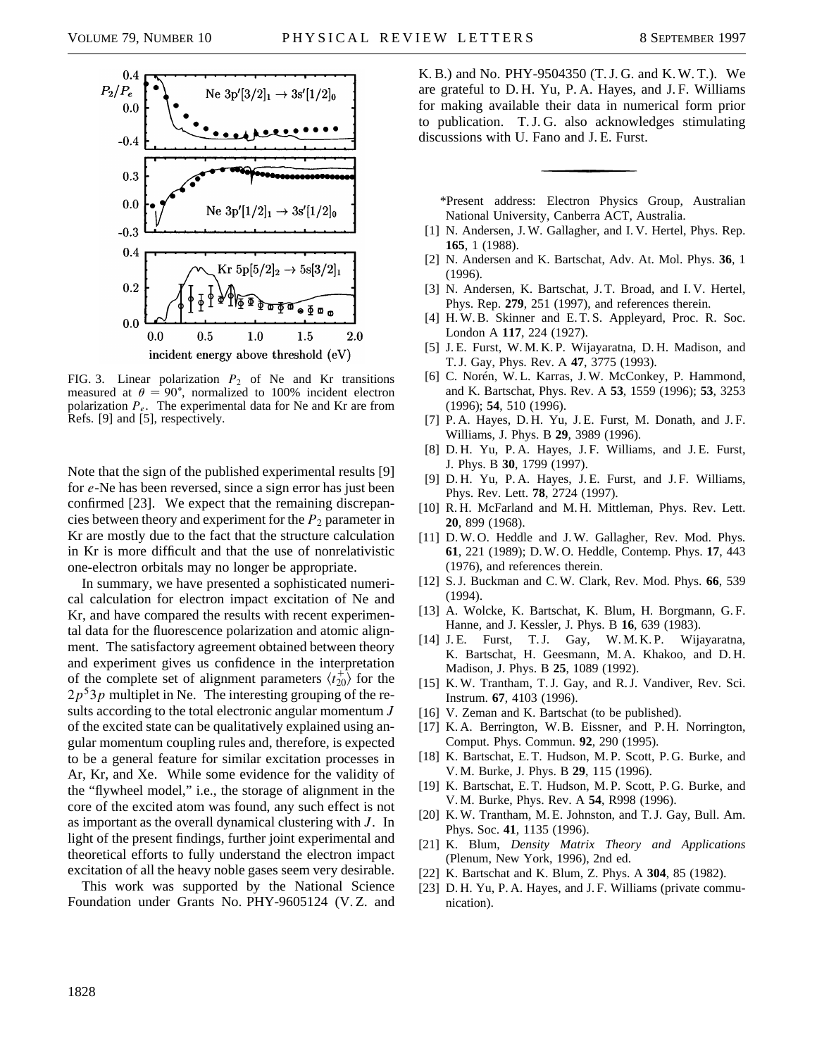$P_2/P_e$

0.4

0.0

-0.4

Ne 3p′[3/2]$_1$ → 3s′[1/2]$_0$

0.3

0.0

-0.3

Ne 3p′[1/2]$_1$ → 3s′[1/2]$_0$

0.4

0.2

0.0

Kr 5p[5/2]$_2$ → 5s[3/2]$_1$

0.0 0.5 1.0 1.5 2.0

incident energy above threshold (eV)

FIG. 3. Linear polarization $P_2$ of Ne and Kr transitions measured at $\theta = 90°$, normalized to 100% incident electron polarization $P_e$. The experimental data for Ne and Kr are from Refs. [9] and [5], respectively.

Note that the sign of the published experimental results [9] for $e$-Ne has been reversed, since a sign error has just been confirmed [23]. We expect that the remaining discrepancies between theory and experiment for the $P_2$ parameter in Kr are mostly due to the fact that the structure calculation in Kr is more difficult and that the use of nonrelativistic one-electron orbitals may no longer be appropriate.

In summary, we have presented a sophisticated numerical calculation for electron impact excitation of Ne and Kr, and have compared the results with recent experimental data for the fluorescence polarization and atomic alignment. The satisfactory agreement obtained between theory and experiment gives us confidence in the interpretation of the complete set of alignment parameters $\langle t_{20}^{+} \rangle$ for the $2p^5 3p$ multiplet in Ne. The interesting grouping of the results according to the total electronic angular momentum $J$ of the excited state can be qualitatively explained using angular momentum coupling rules and, therefore, is expected to be a general feature for similar excitation processes in Ar, Kr, and Xe. While some evidence for the validity of the "flywheel model," i.e., the storage of alignment in the core of the excited atom was found, any such effect is not as important as the overall dynamical clustering with $J$. In light of the present findings, further joint experimental and theoretical efforts to fully understand the electron impact excitation of all the heavy noble gases seem very desirable.

This work was supported by the National Science Foundation under Grants No. PHY-9605124 (V. Z. and K. B.) and No. PHY-9504350 (T. J. G. and K. W. T.). We are grateful to D. H. Yu, P. A. Hayes, and J. F. Williams for making available their data in numerical form prior to publication. T. J. G. also acknowledges stimulating discussions with U. Fano and J. E. Furst.

*Present address: Electron Physics Group, Australian National University, Canberra ACT, Australia.

[1] N. Andersen, J. W. Gallagher, and I. V. Hertel, Phys. Rep. **165**, 1 (1988).

[2] N. Andersen and K. Bartschat, Adv. At. Mol. Phys. **36**, 1 (1996).

[3] N. Andersen, K. Bartschat, J. T. Broad, and I. V. Hertel, Phys. Rep. **279**, 251 (1997), and references therein.

[4] H. W. B. Skinner and E. T. S. Appleyard, Proc. R. Soc. London A **117**, 224 (1927).

[5] J. E. Furst, W. M. K. P. Wijayaratna, D. H. Madison, and T. J. Gay, Phys. Rev. A **47**, 3775 (1993).

[6] C. Norén, W. L. Karras, J. W. McConkey, P. Hammond, and K. Bartschat, Phys. Rev. A **53**, 1559 (1996); **53**, 3253 (1996); **54**, 510 (1996).

[7] P. A. Hayes, D. H. Yu, J. E. Furst, M. Donath, and J. F. Williams, J. Phys. B **29**, 3989 (1996).

[8] D. H. Yu, P. A. Hayes, J. F. Williams, and J. E. Furst, J. Phys. B **30**, 1799 (1997).

[9] D. H. Yu, P. A. Hayes, J. E. Furst, and J. F. Williams, Phys. Rev. Lett. **78**, 2724 (1997).

[10] R. H. McFarland and M. H. Mittleman, Phys. Rev. Lett. **20**, 899 (1968).

[11] D. W. O. Heddle and J. W. Gallagher, Rev. Mod. Phys. **61**, 221 (1989); D. W. O. Heddle, Contemp. Phys. **17**, 443 (1976), and references therein.

[12] S. J. Buckman and C. W. Clark, Rev. Mod. Phys. **66**, 539 (1994).

[13] A. Wolcke, K. Bartschat, K. Blum, H. Borgmann, G. F. Hanne, and J. Kessler, J. Phys. B **16**, 639 (1983).

[14] J. E. Furst, T. J. Gay, W. M. K. P. Wijayaratna, K. Bartschat, H. Geesmann, M. A. Khakoo, and D. H. Madison, J. Phys. B **25**, 1089 (1992).

[15] K. W. Trantham, T. J. Gay, and R. J. Vandiver, Rev. Sci. Instrum. **67**, 4103 (1996).

[16] V. Zeman and K. Bartschat (to be published).

[17] K. A. Berrington, W. B. Eissner, and P. H. Norrington, Comput. Phys. Commun. **92**, 290 (1995).

[18] K. Bartschat, E. T. Hudson, M. P. Scott, P. G. Burke, and V. M. Burke, J. Phys. B **29**, 115 (1996).

[19] K. Bartschat, E. T. Hudson, M. P. Scott, P. G. Burke, and V. M. Burke, Phys. Rev. A **54**, R998 (1996).

[20] K. W. Trantham, M. E. Johnston, and T. J. Gay, Bull. Am. Phys. Soc. **41**, 1135 (1996).

[21] K. Blum, *Density Matrix Theory and Applications* (Plenum, New York, 1996), 2nd ed.

[22] K. Bartschat and K. Blum, Z. Phys. A **304**, 85 (1982).

[23] D. H. Yu, P. A. Hayes, and J. F. Williams (private communication).